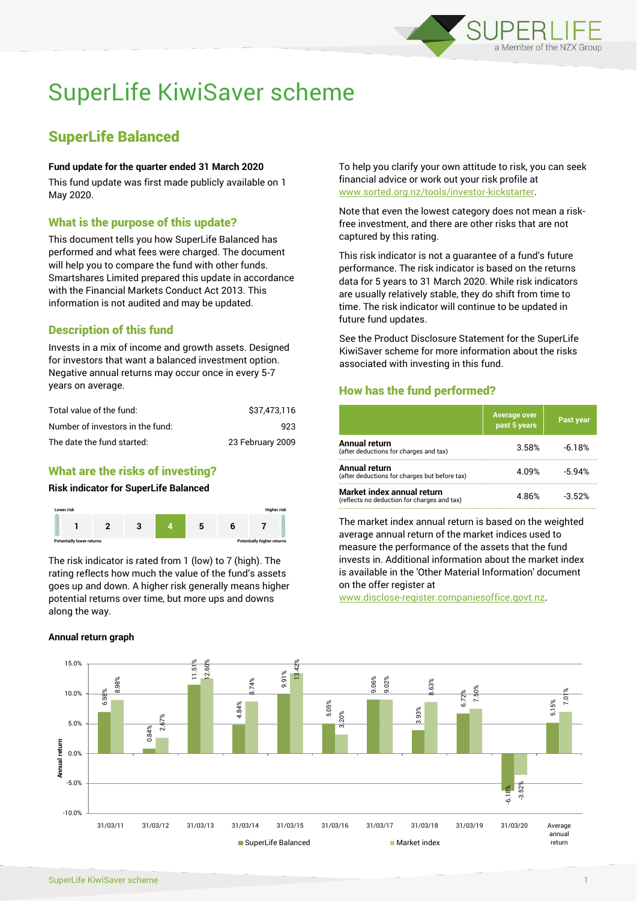# SuperLife KiwiSaver scheme

## SuperLife Balanced

**Fund update for the quarter ended 31 March 2020**

This fund update was first made publicly available on 1 May 2020.

### What is the purpose of this update?

This document tells you how SuperLife Balanced has performed and what fees were charged. The document will help you to compare the fund with other funds. Smartshares Limited prepared this update in accordance with the Financial Markets Conduct Act 2013. This information is not audited and may be updated.

### Description of this fund

Invests in a mix of income and growth assets. Designed for investors that want a balanced investment option. Negative annual returns may occur once in every 5-7 years on average.

| | |
|---|---|
| Total value of the fund: | $37,473,116 |
| Number of investors in the fund: | 923 |
| The date the fund started: | 23 February 2009 |

### What are the risks of investing?

**Risk indicator for SuperLife Balanced**

| Lower risk | | | | | | Higher risk |
|---|---|---|---|---|---|---|
| 1 | 2 | 3 | **4** | 5 | 6 | 7 |
| Potentially lower returns | | | | | | Potentially higher returns |

The risk indicator is rated from 1 (low) to 7 (high). The rating reflects how much the value of the fund's assets goes up and down. A higher risk generally means higher potential returns over time, but more ups and downs along the way.

To help you clarify your own attitude to risk, you can seek financial advice or work out your risk profile at www.sorted.org.nz/tools/investor-kickstarter.

Note that even the lowest category does not mean a risk-free investment, and there are other risks that are not captured by this rating.

This risk indicator is not a guarantee of a fund's future performance. The risk indicator is based on the returns data for 5 years to 31 March 2020. While risk indicators are usually relatively stable, they do shift from time to time. The risk indicator will continue to be updated in future fund updates.

See the Product Disclosure Statement for the SuperLife KiwiSaver scheme for more information about the risks associated with investing in this fund.

### How has the fund performed?

| | Average over past 5 years | Past year |
|---|---|---|
| **Annual return** (after deductions for charges and tax) | 3.58% | -6.18% |
| **Annual return** (after deductions for charges but before tax) | 4.09% | -5.94% |
| **Market index annual return** (reflects no deduction for charges and tax) | 4.86% | -3.52% |

The market index annual return is based on the weighted average annual return of the market indices used to measure the performance of the assets that the fund invests in. Additional information about the market index is available in the 'Other Material Information' document on the offer register at www.disclose-register.companiesoffice.govt.nz.

**Annual return graph**

| Year | SuperLife Balanced | Market index |
|---|---|---|
| 31/03/11 | 6.98% | 8.98% |
| 31/03/12 | 0.84% | 2.67% |
| 31/03/13 | 11.51% | 12.60% |
| 31/03/14 | 4.84% | 8.74% |
| 31/03/15 | 9.91% | 13.42% |
| 31/03/16 | 5.05% | 3.20% |
| 31/03/17 | 9.06% | 9.02% |
| 31/03/18 | 3.93% | 8.63% |
| 31/03/19 | 6.72% | 7.50% |
| 31/03/20 | -6.18% | -3.52% |
| Average annual return | 5.15% | 7.01% |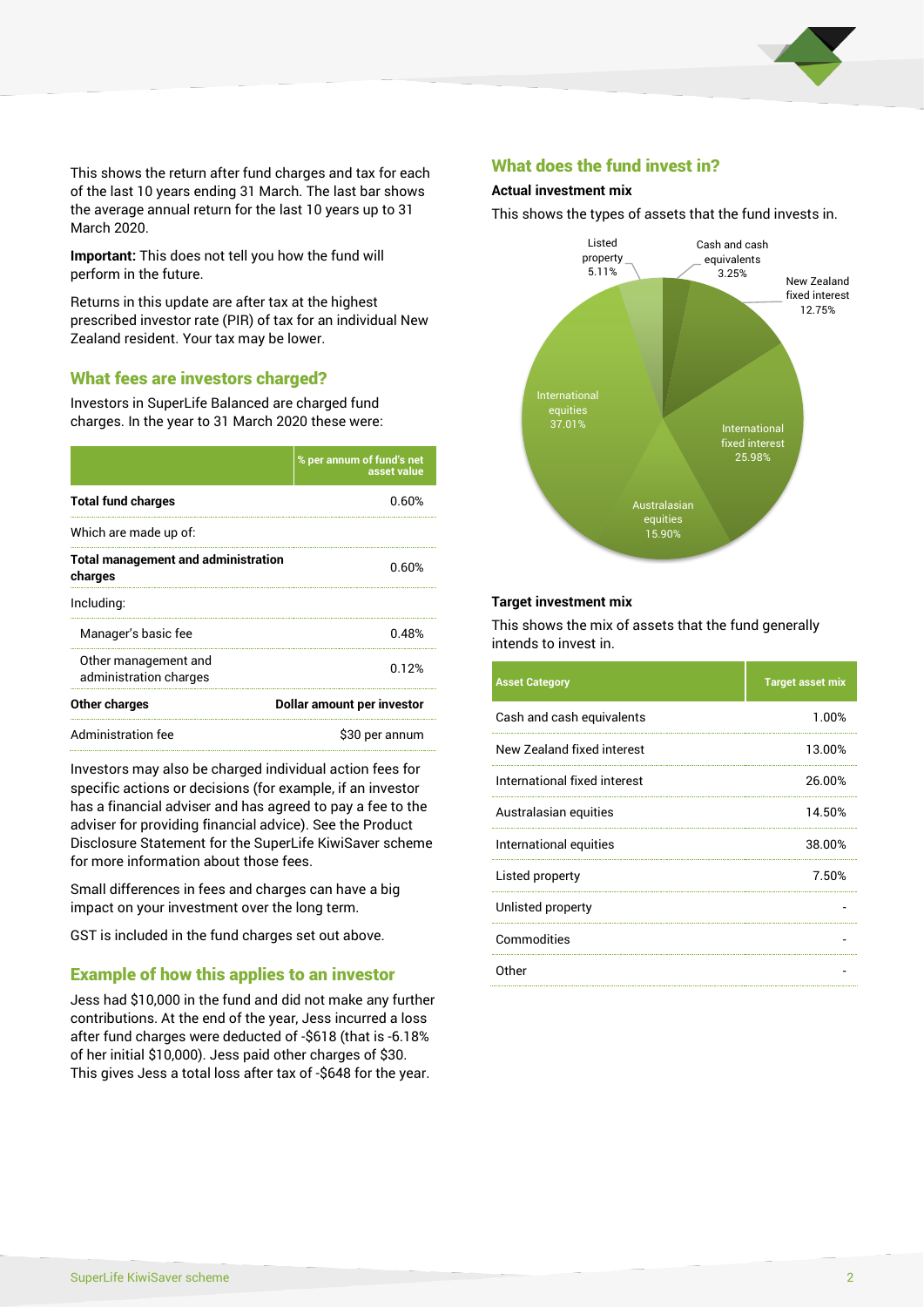This shows the return after fund charges and tax for each of the last 10 years ending 31 March. The last bar shows the average annual return for the last 10 years up to 31 March 2020.

**Important:** This does not tell you how the fund will perform in the future.

Returns in this update are after tax at the highest prescribed investor rate (PIR) of tax for an individual New Zealand resident. Your tax may be lower.

## What fees are investors charged?

Investors in SuperLife Balanced are charged fund charges. In the year to 31 March 2020 these were:

| | % per annum of fund's net asset value |
|---|---|
| **Total fund charges** | 0.60% |
| Which are made up of: | |
| **Total management and administration charges** | 0.60% |
| Including: | |
| Manager's basic fee | 0.48% |
| Other management and administration charges | 0.12% |
| **Other charges** | **Dollar amount per investor** |
| Administration fee | $30 per annum |

Investors may also be charged individual action fees for specific actions or decisions (for example, if an investor has a financial adviser and has agreed to pay a fee to the adviser for providing financial advice). See the Product Disclosure Statement for the SuperLife KiwiSaver scheme for more information about those fees.

Small differences in fees and charges can have a big impact on your investment over the long term.

GST is included in the fund charges set out above.

## Example of how this applies to an investor

Jess had $10,000 in the fund and did not make any further contributions. At the end of the year, Jess incurred a loss after fund charges were deducted of -$618 (that is -6.18% of her initial $10,000). Jess paid other charges of $30. This gives Jess a total loss after tax of -$648 for the year.

## What does the fund invest in?

### Actual investment mix

This shows the types of assets that the fund invests in.

- Cash and cash equivalents 3.25%
- New Zealand fixed interest 12.75%
- International fixed interest 25.98%
- Australasian equities 15.90%
- International equities 37.01%
- Listed property 5.11%

### Target investment mix

This shows the mix of assets that the fund generally intends to invest in.

| Asset Category | Target asset mix |
|---|---|
| Cash and cash equivalents | 1.00% |
| New Zealand fixed interest | 13.00% |
| International fixed interest | 26.00% |
| Australasian equities | 14.50% |
| International equities | 38.00% |
| Listed property | 7.50% |
| Unlisted property | - |
| Commodities | - |
| Other | - |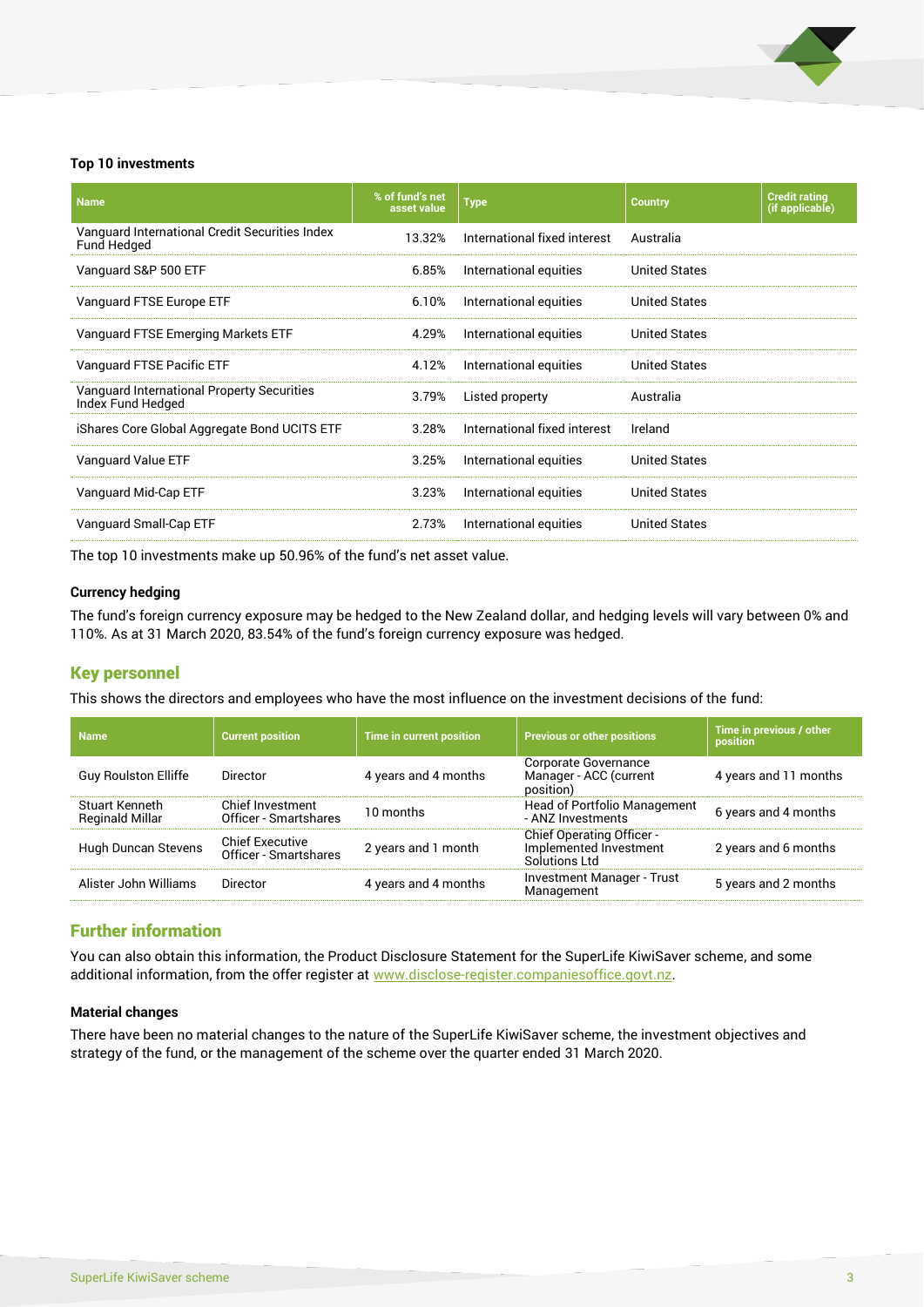### Top 10 investments

| Name | % of fund's net asset value | Type | Country | Credit rating (if applicable) |
|---|---|---|---|---|
| Vanguard International Credit Securities Index Fund Hedged | 13.32% | International fixed interest | Australia | |
| Vanguard S&P 500 ETF | 6.85% | International equities | United States | |
| Vanguard FTSE Europe ETF | 6.10% | International equities | United States | |
| Vanguard FTSE Emerging Markets ETF | 4.29% | International equities | United States | |
| Vanguard FTSE Pacific ETF | 4.12% | International equities | United States | |
| Vanguard International Property Securities Index Fund Hedged | 3.79% | Listed property | Australia | |
| iShares Core Global Aggregate Bond UCITS ETF | 3.28% | International fixed interest | Ireland | |
| Vanguard Value ETF | 3.25% | International equities | United States | |
| Vanguard Mid-Cap ETF | 3.23% | International equities | United States | |
| Vanguard Small-Cap ETF | 2.73% | International equities | United States | |

The top 10 investments make up 50.96% of the fund's net asset value.

### Currency hedging

The fund's foreign currency exposure may be hedged to the New Zealand dollar, and hedging levels will vary between 0% and 110%. As at 31 March 2020, 83.54% of the fund's foreign currency exposure was hedged.

## Key personnel

This shows the directors and employees who have the most influence on the investment decisions of the fund:

| Name | Current position | Time in current position | Previous or other positions | Time in previous / other position |
|---|---|---|---|---|
| Guy Roulston Elliffe | Director | 4 years and 4 months | Corporate Governance Manager - ACC (current position) | 4 years and 11 months |
| Stuart Kenneth Reginald Millar | Chief Investment Officer - Smartshares | 10 months | Head of Portfolio Management - ANZ Investments | 6 years and 4 months |
| Hugh Duncan Stevens | Chief Executive Officer - Smartshares | 2 years and 1 month | Chief Operating Officer - Implemented Investment Solutions Ltd | 2 years and 6 months |
| Alister John Williams | Director | 4 years and 4 months | Investment Manager - Trust Management | 5 years and 2 months |

## Further information

You can also obtain this information, the Product Disclosure Statement for the SuperLife KiwiSaver scheme, and some additional information, from the offer register at www.disclose-register.companiesoffice.govt.nz.

### Material changes

There have been no material changes to the nature of the SuperLife KiwiSaver scheme, the investment objectives and strategy of the fund, or the management of the scheme over the quarter ended 31 March 2020.